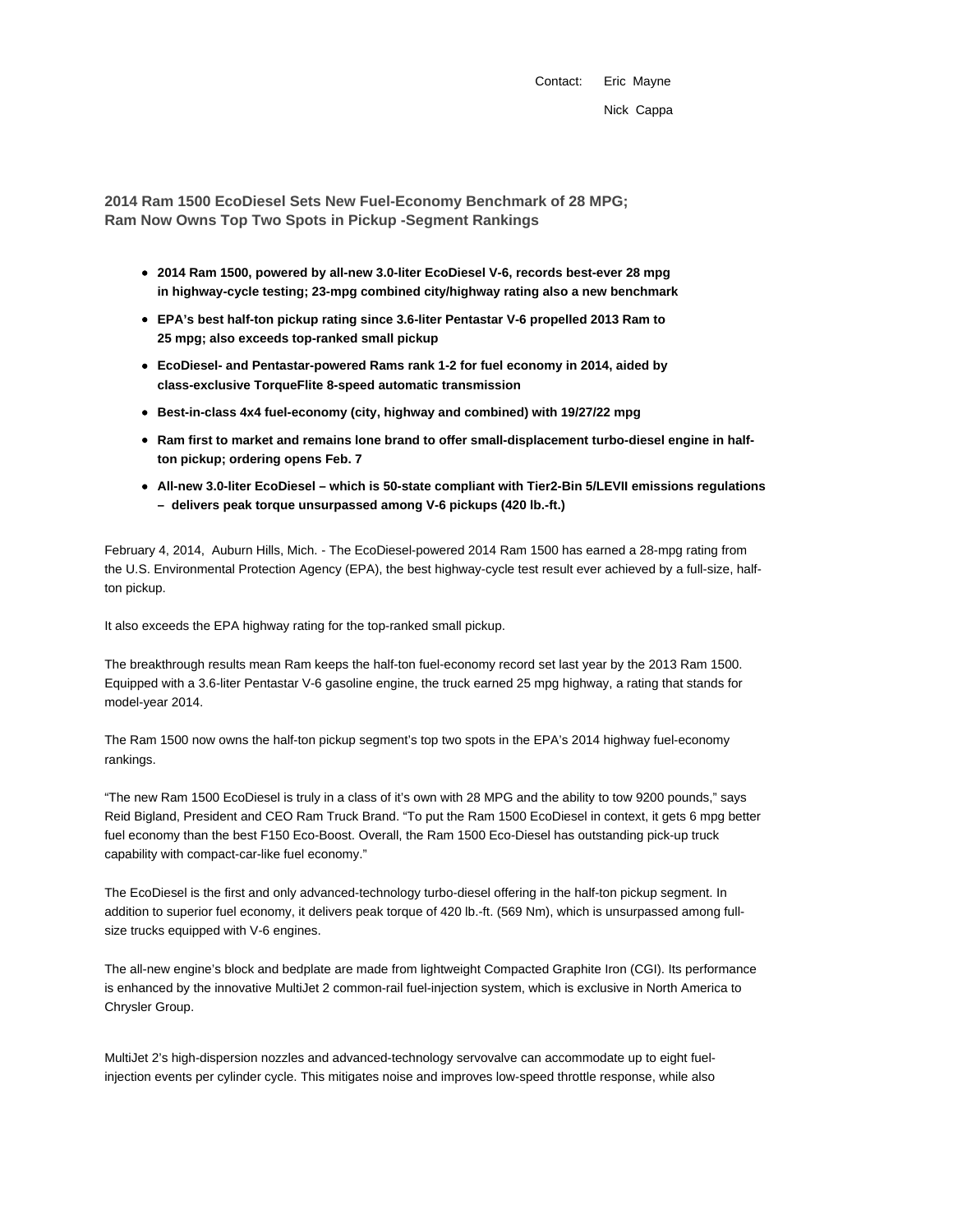Contact: Eric Mayne
Nick Cappa

## 2014 Ram 1500 EcoDiesel Sets New Fuel-Economy Benchmark of 28 MPG; Ram Now Owns Top Two Spots in Pickup -Segment Rankings

- **2014 Ram 1500, powered by all-new 3.0-liter EcoDiesel V-6, records best-ever 28 mpg in highway-cycle testing; 23-mpg combined city/highway rating also a new benchmark**
- **EPA's best half-ton pickup rating since 3.6-liter Pentastar V-6 propelled 2013 Ram to 25 mpg; also exceeds top-ranked small pickup**
- **EcoDiesel- and Pentastar-powered Rams rank 1-2 for fuel economy in 2014, aided by class-exclusive TorqueFlite 8-speed automatic transmission**
- **Best-in-class 4x4 fuel-economy (city, highway and combined) with 19/27/22 mpg**
- **Ram first to market and remains lone brand to offer small-displacement turbo-diesel engine in half-ton pickup; ordering opens Feb. 7**
- **All-new 3.0-liter EcoDiesel – which is 50-state compliant with Tier2-Bin 5/LEVII emissions regulations – delivers peak torque unsurpassed among V-6 pickups (420 lb.-ft.)**

February 4, 2014, Auburn Hills, Mich. - The EcoDiesel-powered 2014 Ram 1500 has earned a 28-mpg rating from the U.S. Environmental Protection Agency (EPA), the best highway-cycle test result ever achieved by a full-size, half-ton pickup.

It also exceeds the EPA highway rating for the top-ranked small pickup.

The breakthrough results mean Ram keeps the half-ton fuel-economy record set last year by the 2013 Ram 1500. Equipped with a 3.6-liter Pentastar V-6 gasoline engine, the truck earned 25 mpg highway, a rating that stands for model-year 2014.

The Ram 1500 now owns the half-ton pickup segment's top two spots in the EPA's 2014 highway fuel-economy rankings.

"The new Ram 1500 EcoDiesel is truly in a class of it's own with 28 MPG and the ability to tow 9200 pounds," says Reid Bigland, President and CEO Ram Truck Brand. "To put the Ram 1500 EcoDiesel in context, it gets 6 mpg better fuel economy than the best F150 Eco-Boost. Overall, the Ram 1500 Eco-Diesel has outstanding pick-up truck capability with compact-car-like fuel economy."

The EcoDiesel is the first and only advanced-technology turbo-diesel offering in the half-ton pickup segment. In addition to superior fuel economy, it delivers peak torque of 420 lb.-ft. (569 Nm), which is unsurpassed among full-size trucks equipped with V-6 engines.

The all-new engine's block and bedplate are made from lightweight Compacted Graphite Iron (CGI). Its performance is enhanced by the innovative MultiJet 2 common-rail fuel-injection system, which is exclusive in North America to Chrysler Group.

MultiJet 2's high-dispersion nozzles and advanced-technology servovalve can accommodate up to eight fuel-injection events per cylinder cycle. This mitigates noise and improves low-speed throttle response, while also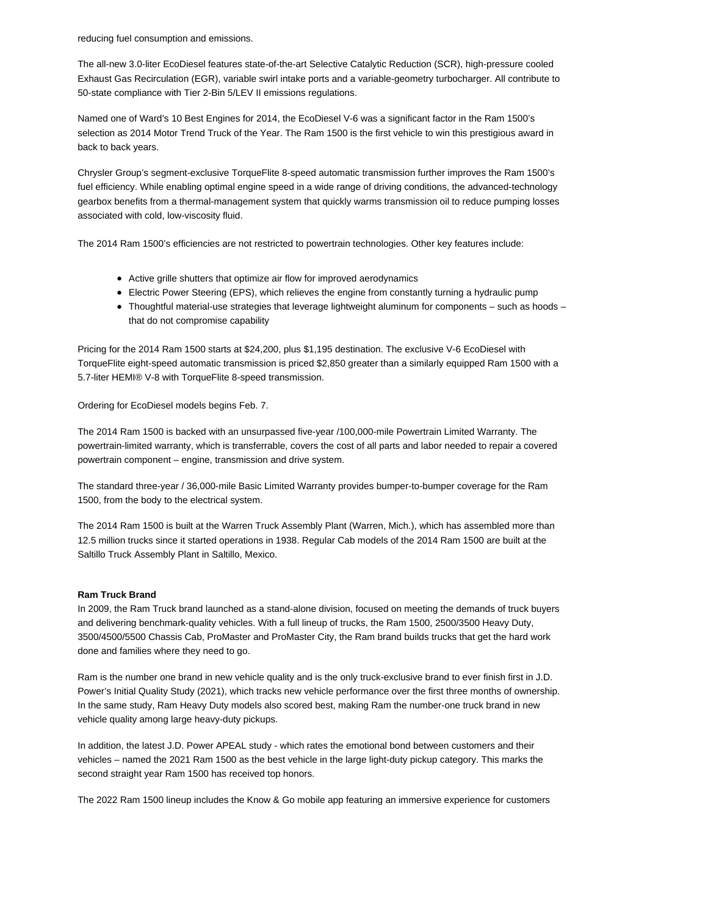reducing fuel consumption and emissions.

The all-new 3.0-liter EcoDiesel features state-of-the-art Selective Catalytic Reduction (SCR), high-pressure cooled Exhaust Gas Recirculation (EGR), variable swirl intake ports and a variable-geometry turbocharger. All contribute to 50-state compliance with Tier 2-Bin 5/LEV II emissions regulations.

Named one of Ward's 10 Best Engines for 2014, the EcoDiesel V-6 was a significant factor in the Ram 1500's selection as 2014 Motor Trend Truck of the Year. The Ram 1500 is the first vehicle to win this prestigious award in back to back years.

Chrysler Group's segment-exclusive TorqueFlite 8-speed automatic transmission further improves the Ram 1500's fuel efficiency. While enabling optimal engine speed in a wide range of driving conditions, the advanced-technology gearbox benefits from a thermal-management system that quickly warms transmission oil to reduce pumping losses associated with cold, low-viscosity fluid.

The 2014 Ram 1500's efficiencies are not restricted to powertrain technologies. Other key features include:

- Active grille shutters that optimize air flow for improved aerodynamics
- Electric Power Steering (EPS), which relieves the engine from constantly turning a hydraulic pump
- Thoughtful material-use strategies that leverage lightweight aluminum for components – such as hoods – that do not compromise capability

Pricing for the 2014 Ram 1500 starts at $24,200, plus $1,195 destination. The exclusive V-6 EcoDiesel with TorqueFlite eight-speed automatic transmission is priced $2,850 greater than a similarly equipped Ram 1500 with a 5.7-liter HEMI® V-8 with TorqueFlite 8-speed transmission.

Ordering for EcoDiesel models begins Feb. 7.

The 2014 Ram 1500 is backed with an unsurpassed five-year /100,000-mile Powertrain Limited Warranty. The powertrain-limited warranty, which is transferrable, covers the cost of all parts and labor needed to repair a covered powertrain component – engine, transmission and drive system.

The standard three-year / 36,000-mile Basic Limited Warranty provides bumper-to-bumper coverage for the Ram 1500, from the body to the electrical system.

The 2014 Ram 1500 is built at the Warren Truck Assembly Plant (Warren, Mich.), which has assembled more than 12.5 million trucks since it started operations in 1938. Regular Cab models of the 2014 Ram 1500 are built at the Saltillo Truck Assembly Plant in Saltillo, Mexico.

**Ram Truck Brand**

In 2009, the Ram Truck brand launched as a stand-alone division, focused on meeting the demands of truck buyers and delivering benchmark-quality vehicles. With a full lineup of trucks, the Ram 1500, 2500/3500 Heavy Duty, 3500/4500/5500 Chassis Cab, ProMaster and ProMaster City, the Ram brand builds trucks that get the hard work done and families where they need to go.

Ram is the number one brand in new vehicle quality and is the only truck-exclusive brand to ever finish first in J.D. Power's Initial Quality Study (2021), which tracks new vehicle performance over the first three months of ownership. In the same study, Ram Heavy Duty models also scored best, making Ram the number-one truck brand in new vehicle quality among large heavy-duty pickups.

In addition, the latest J.D. Power APEAL study - which rates the emotional bond between customers and their vehicles – named the 2021 Ram 1500 as the best vehicle in the large light-duty pickup category. This marks the second straight year Ram 1500 has received top honors.

The 2022 Ram 1500 lineup includes the Know & Go mobile app featuring an immersive experience for customers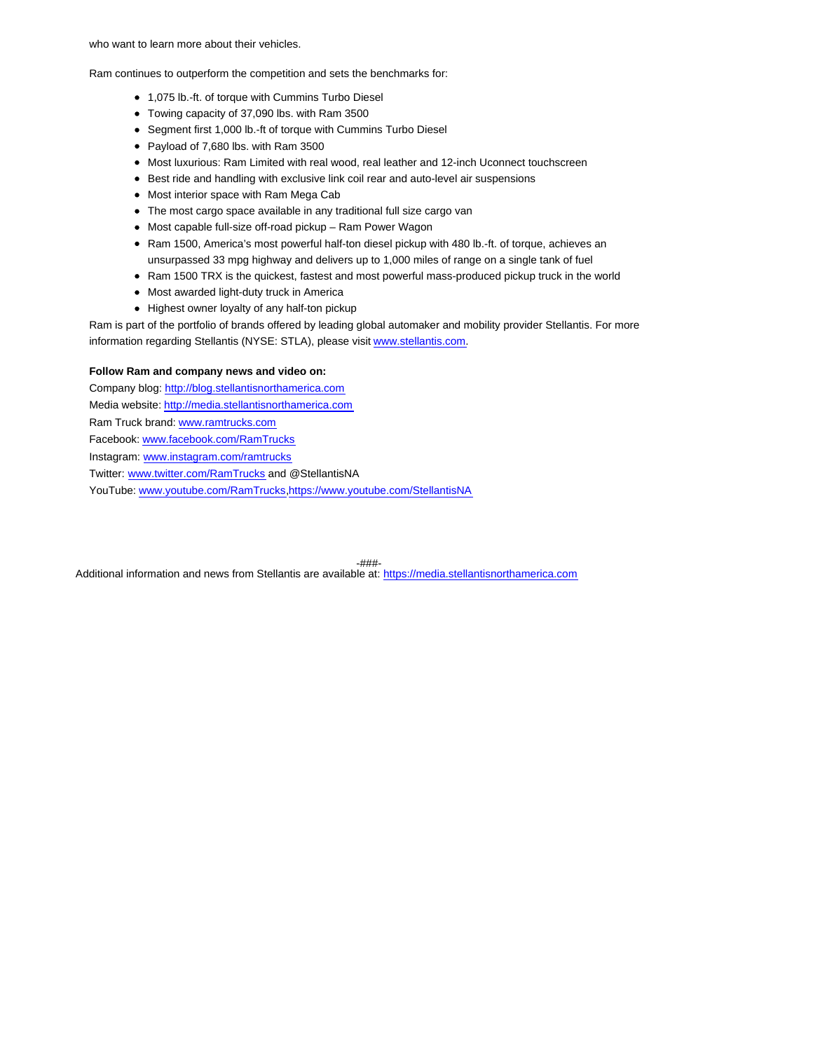who want to learn more about their vehicles.

Ram continues to outperform the competition and sets the benchmarks for:

- 1,075 lb.-ft. of torque with Cummins Turbo Diesel
- Towing capacity of 37,090 lbs. with Ram 3500
- Segment first 1,000 lb.-ft of torque with Cummins Turbo Diesel
- Payload of 7,680 lbs. with Ram 3500
- Most luxurious: Ram Limited with real wood, real leather and 12-inch Uconnect touchscreen
- Best ride and handling with exclusive link coil rear and auto-level air suspensions
- Most interior space with Ram Mega Cab
- The most cargo space available in any traditional full size cargo van
- Most capable full-size off-road pickup – Ram Power Wagon
- Ram 1500, America's most powerful half-ton diesel pickup with 480 lb.-ft. of torque, achieves an unsurpassed 33 mpg highway and delivers up to 1,000 miles of range on a single tank of fuel
- Ram 1500 TRX is the quickest, fastest and most powerful mass-produced pickup truck in the world
- Most awarded light-duty truck in America
- Highest owner loyalty of any half-ton pickup

Ram is part of the portfolio of brands offered by leading global automaker and mobility provider Stellantis. For more information regarding Stellantis (NYSE: STLA), please visit www.stellantis.com.

**Follow Ram and company news and video on:**

Company blog: http://blog.stellantisnorthamerica.com
Media website: http://media.stellantisnorthamerica.com
Ram Truck brand: www.ramtrucks.com
Facebook: www.facebook.com/RamTrucks
Instagram: www.instagram.com/ramtrucks
Twitter: www.twitter.com/RamTrucks and @StellantisNA
YouTube: www.youtube.com/RamTrucks,https://www.youtube.com/StellantisNA

-###-

Additional information and news from Stellantis are available at: https://media.stellantisnorthamerica.com